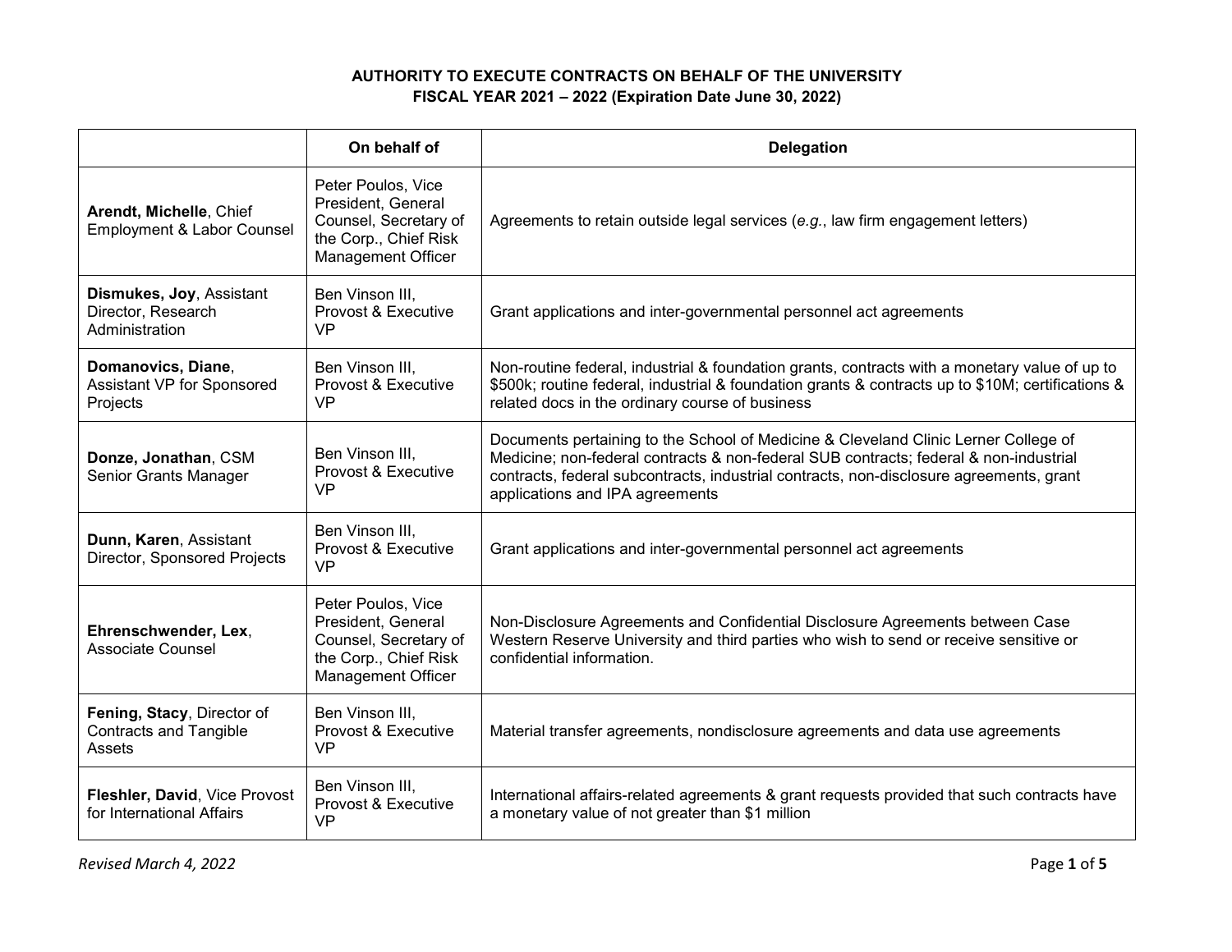# AUTHORITY TO EXECUTE CONTRACTS ON BEHALF OF THE UNIVERSITY
## FISCAL YEAR 2021 – 2022 (Expiration Date June 30, 2022)

| | On behalf of | Delegation |
|---|---|---|
| **Arendt, Michelle**, Chief Employment & Labor Counsel | Peter Poulos, Vice President, General Counsel, Secretary of the Corp., Chief Risk Management Officer | Agreements to retain outside legal services (*e.g.*, law firm engagement letters) |
| **Dismukes, Joy**, Assistant Director, Research Administration | Ben Vinson III, Provost & Executive VP | Grant applications and inter-governmental personnel act agreements |
| **Domanovics, Diane**, Assistant VP for Sponsored Projects | Ben Vinson III, Provost & Executive VP | Non-routine federal, industrial & foundation grants, contracts with a monetary value of up to $500k; routine federal, industrial & foundation grants & contracts up to $10M; certifications & related docs in the ordinary course of business |
| **Donze, Jonathan**, CSM Senior Grants Manager | Ben Vinson III, Provost & Executive VP | Documents pertaining to the School of Medicine & Cleveland Clinic Lerner College of Medicine; non-federal contracts & non-federal SUB contracts; federal & non-industrial contracts, federal subcontracts, industrial contracts, non-disclosure agreements, grant applications and IPA agreements |
| **Dunn, Karen**, Assistant Director, Sponsored Projects | Ben Vinson III, Provost & Executive VP | Grant applications and inter-governmental personnel act agreements |
| **Ehrenschwender, Lex**, Associate Counsel | Peter Poulos, Vice President, General Counsel, Secretary of the Corp., Chief Risk Management Officer | Non-Disclosure Agreements and Confidential Disclosure Agreements between Case Western Reserve University and third parties who wish to send or receive sensitive or confidential information. |
| **Fening, Stacy**, Director of Contracts and Tangible Assets | Ben Vinson III, Provost & Executive VP | Material transfer agreements, nondisclosure agreements and data use agreements |
| **Fleshler, David**, Vice Provost for International Affairs | Ben Vinson III, Provost & Executive VP | International affairs-related agreements & grant requests provided that such contracts have a monetary value of not greater than $1 million |

*Revised March 4, 2022*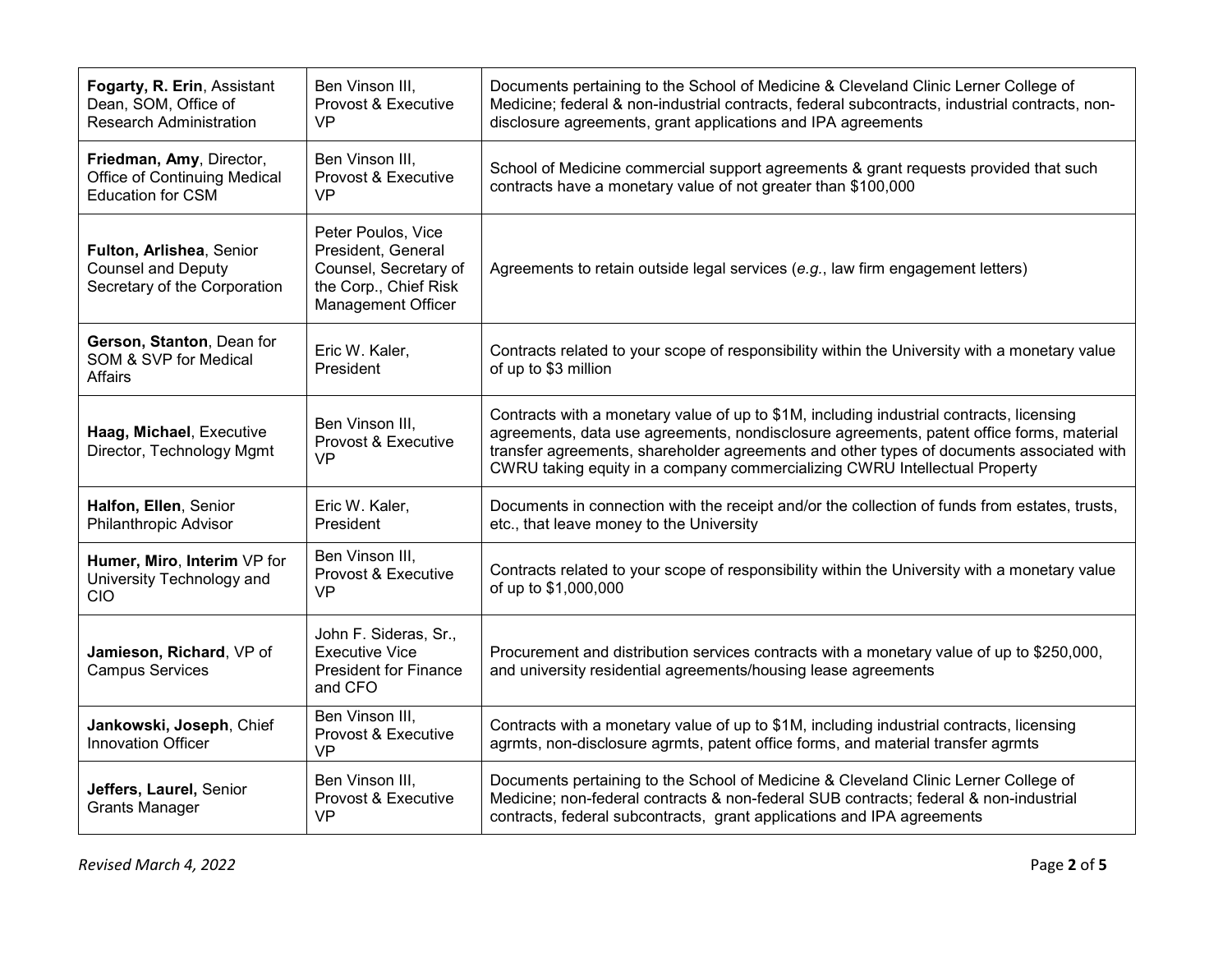| | | |
|---|---|---|
| **Fogarty, R. Erin**, Assistant Dean, SOM, Office of Research Administration | Ben Vinson III, Provost & Executive VP | Documents pertaining to the School of Medicine & Cleveland Clinic Lerner College of Medicine; federal & non-industrial contracts, federal subcontracts, industrial contracts, non-disclosure agreements, grant applications and IPA agreements |
| **Friedman, Amy**, Director, Office of Continuing Medical Education for CSM | Ben Vinson III, Provost & Executive VP | School of Medicine commercial support agreements & grant requests provided that such contracts have a monetary value of not greater than $100,000 |
| **Fulton, Arlishea**, Senior Counsel and Deputy Secretary of the Corporation | Peter Poulos, Vice President, General Counsel, Secretary of the Corp., Chief Risk Management Officer | Agreements to retain outside legal services (*e.g.*, law firm engagement letters) |
| **Gerson, Stanton**, Dean for SOM & SVP for Medical Affairs | Eric W. Kaler, President | Contracts related to your scope of responsibility within the University with a monetary value of up to $3 million |
| **Haag, Michael**, Executive Director, Technology Mgmt | Ben Vinson III, Provost & Executive VP | Contracts with a monetary value of up to $1M, including industrial contracts, licensing agreements, data use agreements, nondisclosure agreements, patent office forms, material transfer agreements, shareholder agreements and other types of documents associated with CWRU taking equity in a company commercializing CWRU Intellectual Property |
| **Halfon, Ellen**, Senior Philanthropic Advisor | Eric W. Kaler, President | Documents in connection with the receipt and/or the collection of funds from estates, trusts, etc., that leave money to the University |
| **Humer, Miro**, **Interim** VP for University Technology and CIO | Ben Vinson III, Provost & Executive VP | Contracts related to your scope of responsibility within the University with a monetary value of up to $1,000,000 |
| **Jamieson, Richard**, VP of Campus Services | John F. Sideras, Sr., Executive Vice President for Finance and CFO | Procurement and distribution services contracts with a monetary value of up to $250,000, and university residential agreements/housing lease agreements |
| **Jankowski, Joseph**, Chief Innovation Officer | Ben Vinson III, Provost & Executive VP | Contracts with a monetary value of up to $1M, including industrial contracts, licensing agrmts, non-disclosure agrmts, patent office forms, and material transfer agrmts |
| **Jeffers, Laurel,** Senior Grants Manager | Ben Vinson III, Provost & Executive VP | Documents pertaining to the School of Medicine & Cleveland Clinic Lerner College of Medicine; non-federal contracts & non-federal SUB contracts; federal & non-industrial contracts, federal subcontracts, grant applications and IPA agreements |

*Revised March 4, 2022*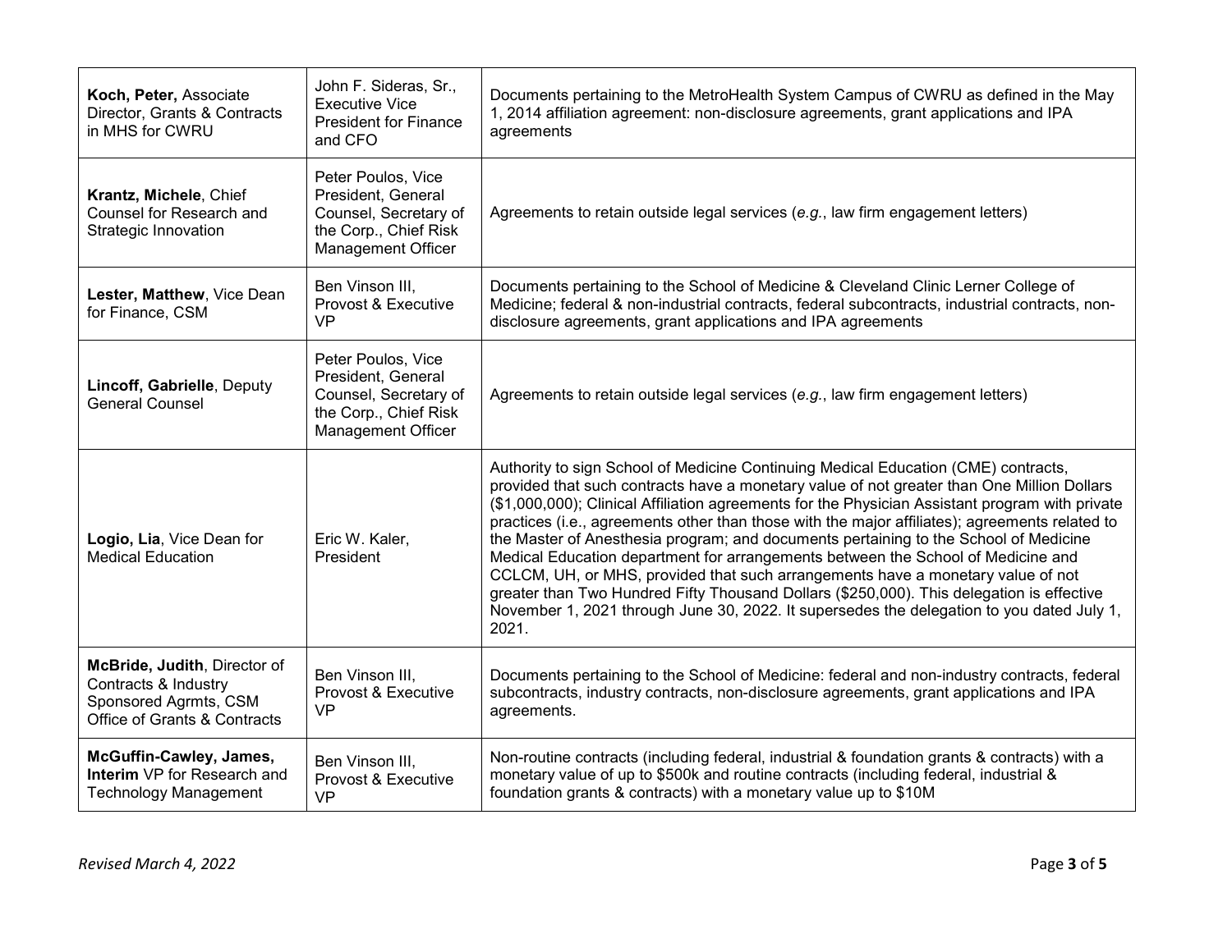| | | |
|---|---|---|
| **Koch, Peter,** Associate Director, Grants & Contracts in MHS for CWRU | John F. Sideras, Sr., Executive Vice President for Finance and CFO | Documents pertaining to the MetroHealth System Campus of CWRU as defined in the May 1, 2014 affiliation agreement: non-disclosure agreements, grant applications and IPA agreements |
| **Krantz, Michele**, Chief Counsel for Research and Strategic Innovation | Peter Poulos, Vice President, General Counsel, Secretary of the Corp., Chief Risk Management Officer | Agreements to retain outside legal services (*e.g.*, law firm engagement letters) |
| **Lester, Matthew**, Vice Dean for Finance, CSM | Ben Vinson III, Provost & Executive VP | Documents pertaining to the School of Medicine & Cleveland Clinic Lerner College of Medicine; federal & non-industrial contracts, federal subcontracts, industrial contracts, non-disclosure agreements, grant applications and IPA agreements |
| **Lincoff, Gabrielle**, Deputy General Counsel | Peter Poulos, Vice President, General Counsel, Secretary of the Corp., Chief Risk Management Officer | Agreements to retain outside legal services (*e.g.*, law firm engagement letters) |
| **Logio, Lia**, Vice Dean for Medical Education | Eric W. Kaler, President | Authority to sign School of Medicine Continuing Medical Education (CME) contracts, provided that such contracts have a monetary value of not greater than One Million Dollars ($1,000,000); Clinical Affiliation agreements for the Physician Assistant program with private practices (i.e., agreements other than those with the major affiliates); agreements related to the Master of Anesthesia program; and documents pertaining to the School of Medicine Medical Education department for arrangements between the School of Medicine and CCLCM, UH, or MHS, provided that such arrangements have a monetary value of not greater than Two Hundred Fifty Thousand Dollars ($250,000). This delegation is effective November 1, 2021 through June 30, 2022. It supersedes the delegation to you dated July 1, 2021. |
| **McBride, Judith**, Director of Contracts & Industry Sponsored Agrmts, CSM Office of Grants & Contracts | Ben Vinson III, Provost & Executive VP | Documents pertaining to the School of Medicine: federal and non-industry contracts, federal subcontracts, industry contracts, non-disclosure agreements, grant applications and IPA agreements. |
| **McGuffin-Cawley, James, Interim** VP for Research and Technology Management | Ben Vinson III, Provost & Executive VP | Non-routine contracts (including federal, industrial & foundation grants & contracts) with a monetary value of up to $500k and routine contracts (including federal, industrial & foundation grants & contracts) with a monetary value up to $10M |

*Revised March 4, 2022*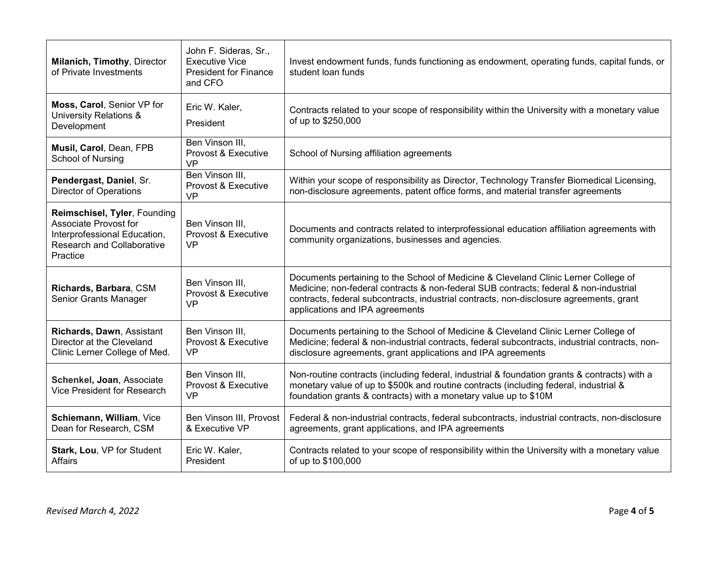| | | |
|---|---|---|
| **Milanich, Timothy**, Director of Private Investments | John F. Sideras, Sr., Executive Vice President for Finance and CFO | Invest endowment funds, funds functioning as endowment, operating funds, capital funds, or student loan funds |
| **Moss, Carol**, Senior VP for University Relations & Development | Eric W. Kaler, President | Contracts related to your scope of responsibility within the University with a monetary value of up to $250,000 |
| **Musil, Carol**, Dean, FPB School of Nursing | Ben Vinson III, Provost & Executive VP | School of Nursing affiliation agreements |
| **Pendergast, Daniel**, Sr. Director of Operations | Ben Vinson III, Provost & Executive VP | Within your scope of responsibility as Director, Technology Transfer Biomedical Licensing, non-disclosure agreements, patent office forms, and material transfer agreements |
| **Reimschisel, Tyler**, Founding Associate Provost for Interprofessional Education, Research and Collaborative Practice | Ben Vinson III, Provost & Executive VP | Documents and contracts related to interprofessional education affiliation agreements with community organizations, businesses and agencies. |
| **Richards, Barbara**, CSM Senior Grants Manager | Ben Vinson III, Provost & Executive VP | Documents pertaining to the School of Medicine & Cleveland Clinic Lerner College of Medicine; non-federal contracts & non-federal SUB contracts; federal & non-industrial contracts, federal subcontracts, industrial contracts, non-disclosure agreements, grant applications and IPA agreements |
| **Richards, Dawn**, Assistant Director at the Cleveland Clinic Lerner College of Med. | Ben Vinson III, Provost & Executive VP | Documents pertaining to the School of Medicine & Cleveland Clinic Lerner College of Medicine; federal & non-industrial contracts, federal subcontracts, industrial contracts, non-disclosure agreements, grant applications and IPA agreements |
| **Schenkel, Joan**, Associate Vice President for Research | Ben Vinson III, Provost & Executive VP | Non-routine contracts (including federal, industrial & foundation grants & contracts) with a monetary value of up to $500k and routine contracts (including federal, industrial & foundation grants & contracts) with a monetary value up to $10M |
| **Schiemann, William**, Vice Dean for Research, CSM | Ben Vinson III, Provost & Executive VP | Federal & non-industrial contracts, federal subcontracts, industrial contracts, non-disclosure agreements, grant applications, and IPA agreements |
| **Stark, Lou**, VP for Student Affairs | Eric W. Kaler, President | Contracts related to your scope of responsibility within the University with a monetary value of up to $100,000 |

*Revised March 4, 2022*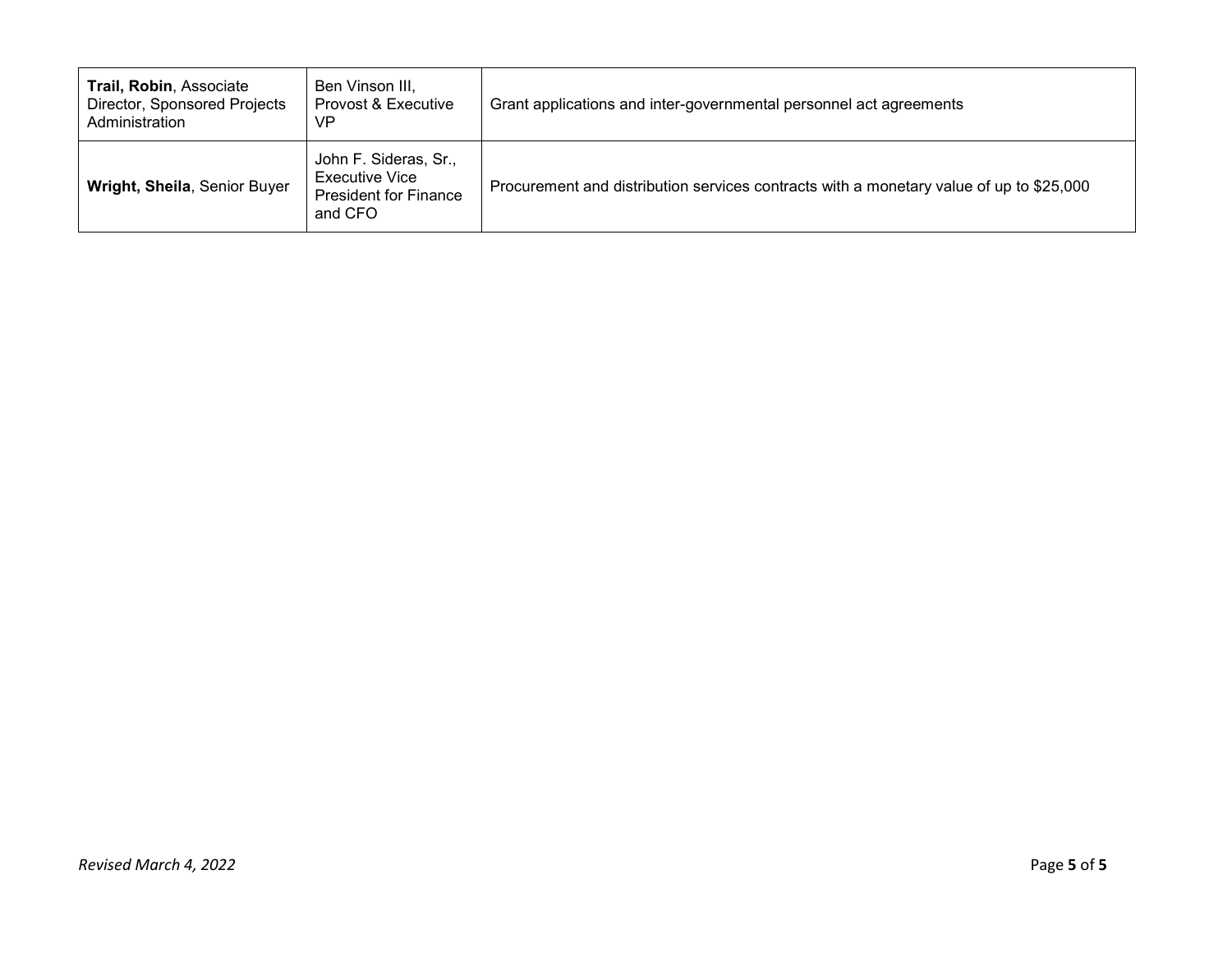| | | |
|---|---|---|
| **Trail, Robin**, Associate Director, Sponsored Projects Administration | Ben Vinson III, Provost & Executive VP | Grant applications and inter-governmental personnel act agreements |
| **Wright, Sheila**, Senior Buyer | John F. Sideras, Sr., Executive Vice President for Finance and CFO | Procurement and distribution services contracts with a monetary value of up to $25,000 |

*Revised March 4, 2022*